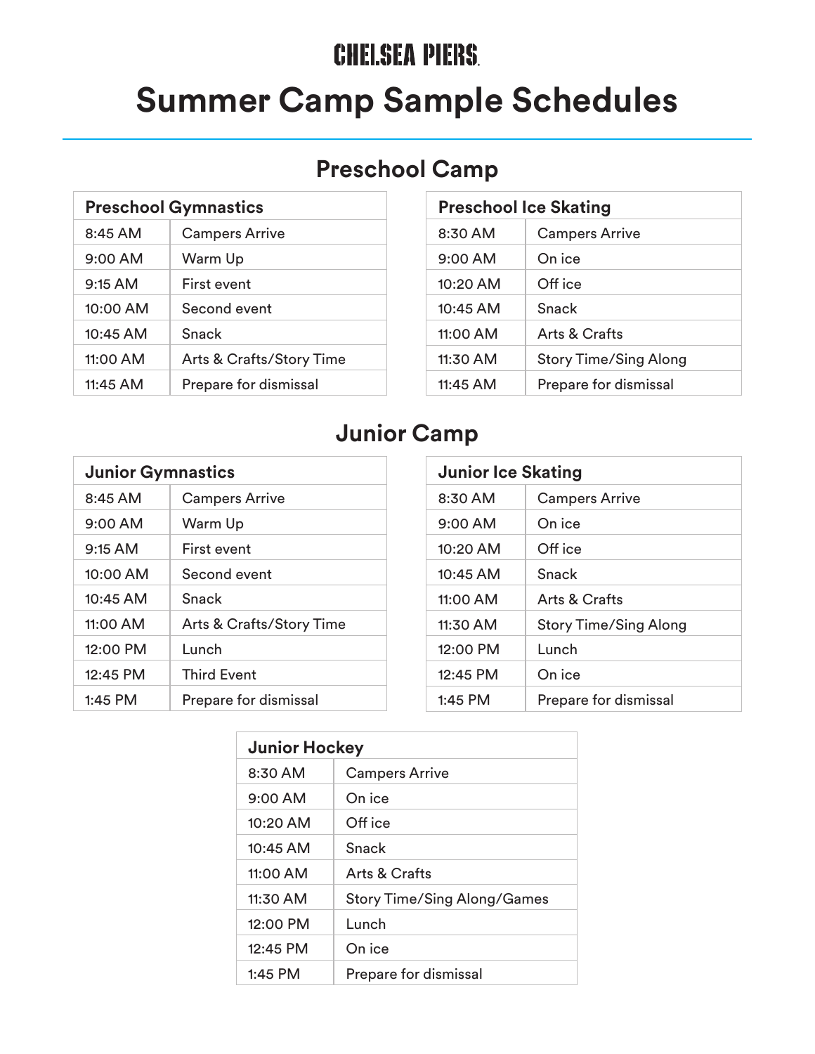# CHELSEA PIERS

# Summer Camp Sample Schedules

## Preschool Camp

| Preschool Gymnastics | |
| --- | --- |
| 8:45 AM | Campers Arrive |
| 9:00 AM | Warm Up |
| 9:15 AM | First event |
| 10:00 AM | Second event |
| 10:45 AM | Snack |
| 11:00 AM | Arts & Crafts/Story Time |
| 11:45 AM | Prepare for dismissal |

| Preschool Ice Skating | |
| --- | --- |
| 8:30 AM | Campers Arrive |
| 9:00 AM | On ice |
| 10:20 AM | Off ice |
| 10:45 AM | Snack |
| 11:00 AM | Arts & Crafts |
| 11:30 AM | Story Time/Sing Along |
| 11:45 AM | Prepare for dismissal |

## Junior Camp

| Junior Gymnastics | |
| --- | --- |
| 8:45 AM | Campers Arrive |
| 9:00 AM | Warm Up |
| 9:15 AM | First event |
| 10:00 AM | Second event |
| 10:45 AM | Snack |
| 11:00 AM | Arts & Crafts/Story Time |
| 12:00 PM | Lunch |
| 12:45 PM | Third Event |
| 1:45 PM | Prepare for dismissal |

| Junior Ice Skating | |
| --- | --- |
| 8:30 AM | Campers Arrive |
| 9:00 AM | On ice |
| 10:20 AM | Off ice |
| 10:45 AM | Snack |
| 11:00 AM | Arts & Crafts |
| 11:30 AM | Story Time/Sing Along |
| 12:00 PM | Lunch |
| 12:45 PM | On ice |
| 1:45 PM | Prepare for dismissal |

| Junior Hockey | |
| --- | --- |
| 8:30 AM | Campers Arrive |
| 9:00 AM | On ice |
| 10:20 AM | Off ice |
| 10:45 AM | Snack |
| 11:00 AM | Arts & Crafts |
| 11:30 AM | Story Time/Sing Along/Games |
| 12:00 PM | Lunch |
| 12:45 PM | On ice |
| 1:45 PM | Prepare for dismissal |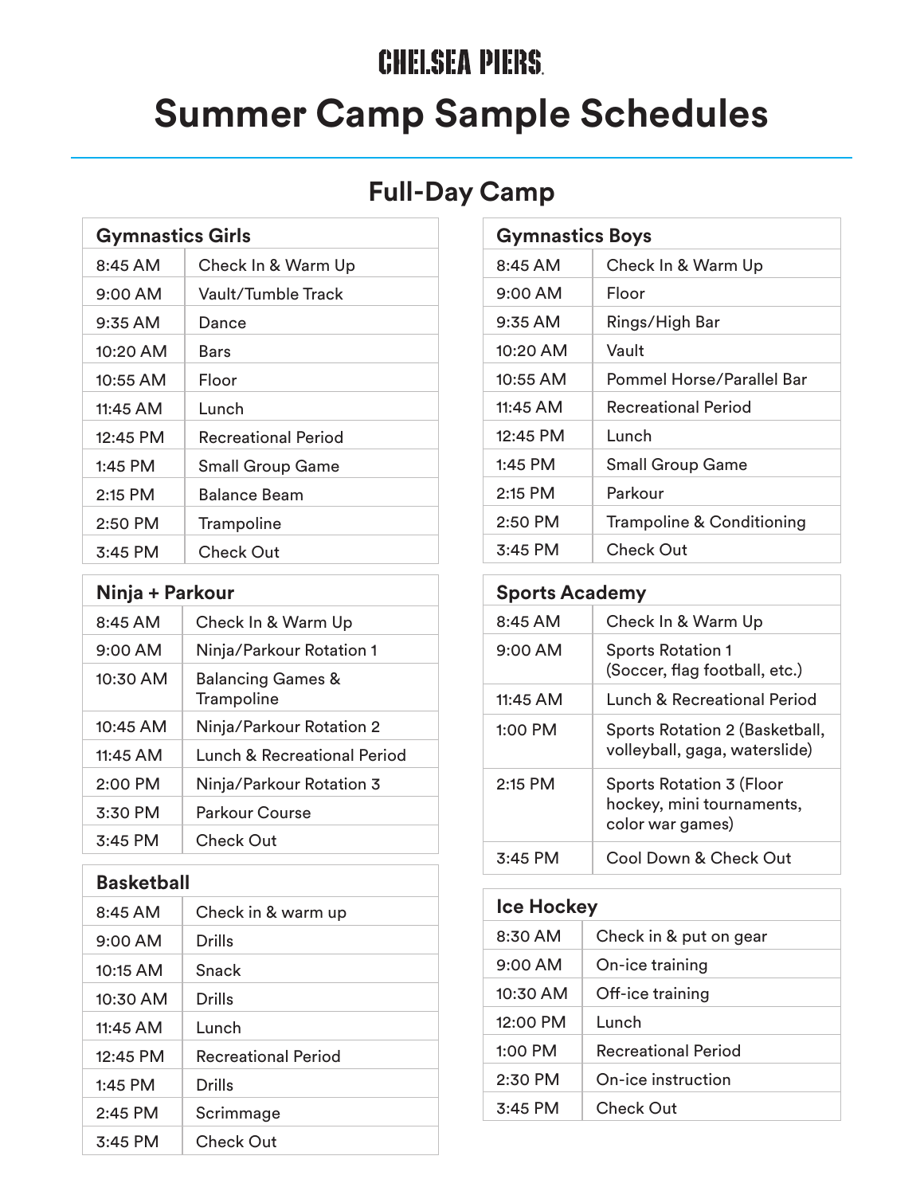# CHELSEA PIERS

# Summer Camp Sample Schedules

## Full-Day Camp

### Gymnastics Girls

| | |
|---|---|
| 8:45 AM | Check In & Warm Up |
| 9:00 AM | Vault/Tumble Track |
| 9:35 AM | Dance |
| 10:20 AM | Bars |
| 10:55 AM | Floor |
| 11:45 AM | Lunch |
| 12:45 PM | Recreational Period |
| 1:45 PM | Small Group Game |
| 2:15 PM | Balance Beam |
| 2:50 PM | Trampoline |
| 3:45 PM | Check Out |

### Ninja + Parkour

| | |
|---|---|
| 8:45 AM | Check In & Warm Up |
| 9:00 AM | Ninja/Parkour Rotation 1 |
| 10:30 AM | Balancing Games & Trampoline |
| 10:45 AM | Ninja/Parkour Rotation 2 |
| 11:45 AM | Lunch & Recreational Period |
| 2:00 PM | Ninja/Parkour Rotation 3 |
| 3:30 PM | Parkour Course |
| 3:45 PM | Check Out |

### Basketball

| | |
|---|---|
| 8:45 AM | Check in & warm up |
| 9:00 AM | Drills |
| 10:15 AM | Snack |
| 10:30 AM | Drills |
| 11:45 AM | Lunch |
| 12:45 PM | Recreational Period |
| 1:45 PM | Drills |
| 2:45 PM | Scrimmage |
| 3:45 PM | Check Out |

### Gymnastics Boys

| | |
|---|---|
| 8:45 AM | Check In & Warm Up |
| 9:00 AM | Floor |
| 9:35 AM | Rings/High Bar |
| 10:20 AM | Vault |
| 10:55 AM | Pommel Horse/Parallel Bar |
| 11:45 AM | Recreational Period |
| 12:45 PM | Lunch |
| 1:45 PM | Small Group Game |
| 2:15 PM | Parkour |
| 2:50 PM | Trampoline & Conditioning |
| 3:45 PM | Check Out |

### Sports Academy

| | |
|---|---|
| 8:45 AM | Check In & Warm Up |
| 9:00 AM | Sports Rotation 1 (Soccer, flag football, etc.) |
| 11:45 AM | Lunch & Recreational Period |
| 1:00 PM | Sports Rotation 2 (Basketball, volleyball, gaga, waterslide) |
| 2:15 PM | Sports Rotation 3 (Floor hockey, mini tournaments, color war games) |
| 3:45 PM | Cool Down & Check Out |

### Ice Hockey

| | |
|---|---|
| 8:30 AM | Check in & put on gear |
| 9:00 AM | On-ice training |
| 10:30 AM | Off-ice training |
| 12:00 PM | Lunch |
| 1:00 PM | Recreational Period |
| 2:30 PM | On-ice instruction |
| 3:45 PM | Check Out |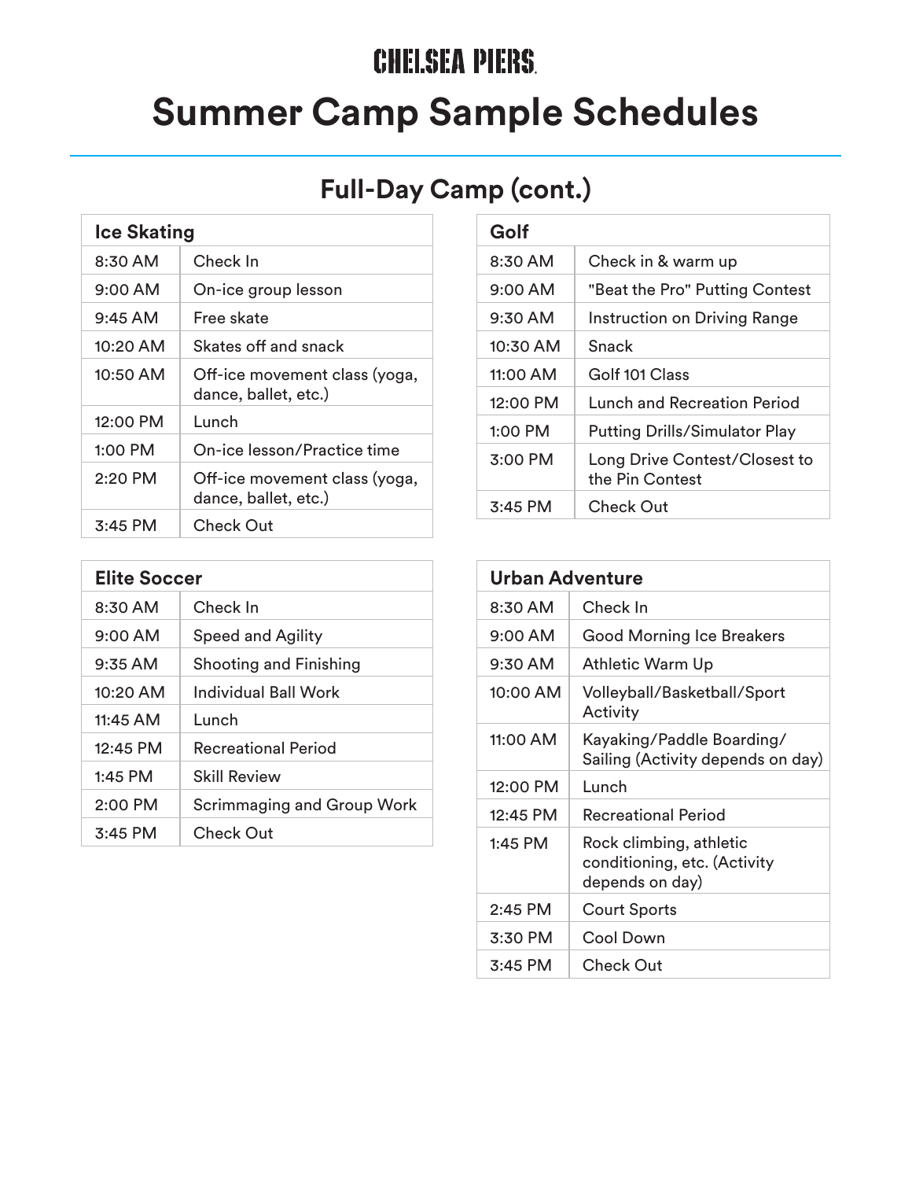# CHELSEA PIERS

# Summer Camp Sample Schedules

## Full-Day Camp (cont.)

| Ice Skating | |
|---|---|
| 8:30 AM | Check In |
| 9:00 AM | On-ice group lesson |
| 9:45 AM | Free skate |
| 10:20 AM | Skates off and snack |
| 10:50 AM | Off-ice movement class (yoga, dance, ballet, etc.) |
| 12:00 PM | Lunch |
| 1:00 PM | On-ice lesson/Practice time |
| 2:20 PM | Off-ice movement class (yoga, dance, ballet, etc.) |
| 3:45 PM | Check Out |

| Golf | |
|---|---|
| 8:30 AM | Check in & warm up |
| 9:00 AM | "Beat the Pro" Putting Contest |
| 9:30 AM | Instruction on Driving Range |
| 10:30 AM | Snack |
| 11:00 AM | Golf 101 Class |
| 12:00 PM | Lunch and Recreation Period |
| 1:00 PM | Putting Drills/Simulator Play |
| 3:00 PM | Long Drive Contest/Closest to the Pin Contest |
| 3:45 PM | Check Out |

| Elite Soccer | |
|---|---|
| 8:30 AM | Check In |
| 9:00 AM | Speed and Agility |
| 9:35 AM | Shooting and Finishing |
| 10:20 AM | Individual Ball Work |
| 11:45 AM | Lunch |
| 12:45 PM | Recreational Period |
| 1:45 PM | Skill Review |
| 2:00 PM | Scrimmaging and Group Work |
| 3:45 PM | Check Out |

| Urban Adventure | |
|---|---|
| 8:30 AM | Check In |
| 9:00 AM | Good Morning Ice Breakers |
| 9:30 AM | Athletic Warm Up |
| 10:00 AM | Volleyball/Basketball/Sport Activity |
| 11:00 AM | Kayaking/Paddle Boarding/Sailing (Activity depends on day) |
| 12:00 PM | Lunch |
| 12:45 PM | Recreational Period |
| 1:45 PM | Rock climbing, athletic conditioning, etc. (Activity depends on day) |
| 2:45 PM | Court Sports |
| 3:30 PM | Cool Down |
| 3:45 PM | Check Out |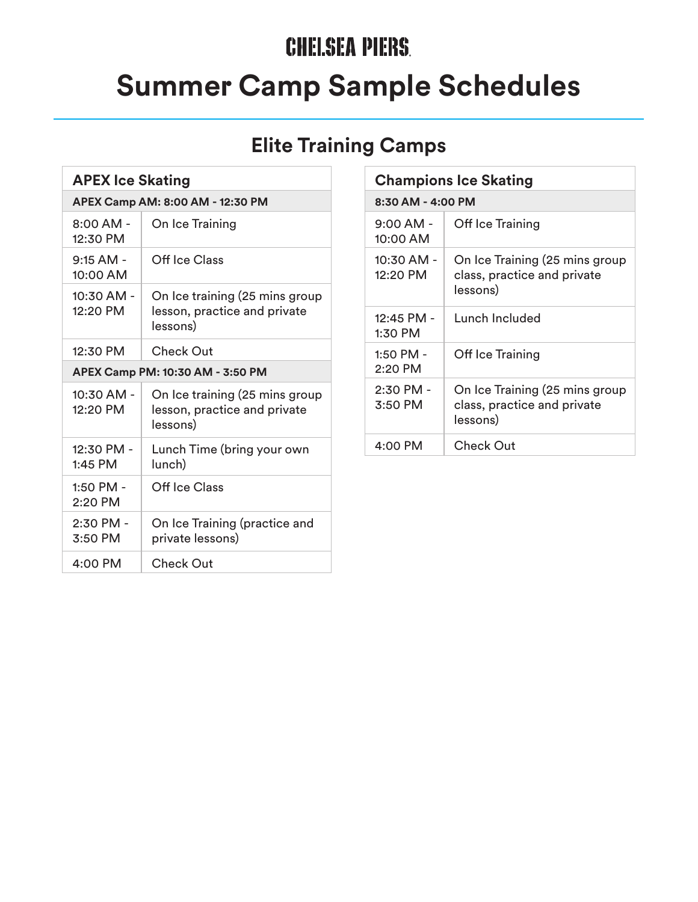CHELSEA PIERS

# Summer Camp Sample Schedules

## Elite Training Camps

### APEX Ice Skating

| | |
|---|---|
| **APEX Camp AM: 8:00 AM - 12:30 PM** | |
| 8:00 AM - 12:30 PM | On Ice Training |
| 9:15 AM - 10:00 AM | Off Ice Class |
| 10:30 AM - 12:20 PM | On Ice training (25 mins group lesson, practice and private lessons) |
| 12:30 PM | Check Out |
| **APEX Camp PM: 10:30 AM - 3:50 PM** | |
| 10:30 AM - 12:20 PM | On Ice training (25 mins group lesson, practice and private lessons) |
| 12:30 PM - 1:45 PM | Lunch Time (bring your own lunch) |
| 1:50 PM - 2:20 PM | Off Ice Class |
| 2:30 PM - 3:50 PM | On Ice Training (practice and private lessons) |
| 4:00 PM | Check Out |

### Champions Ice Skating

| | |
|---|---|
| **8:30 AM - 4:00 PM** | |
| 9:00 AM - 10:00 AM | Off Ice Training |
| 10:30 AM - 12:20 PM | On Ice Training (25 mins group class, practice and private lessons) |
| 12:45 PM - 1:30 PM | Lunch Included |
| 1:50 PM - 2:20 PM | Off Ice Training |
| 2:30 PM - 3:50 PM | On Ice Training (25 mins group class, practice and private lessons) |
| 4:00 PM | Check Out |